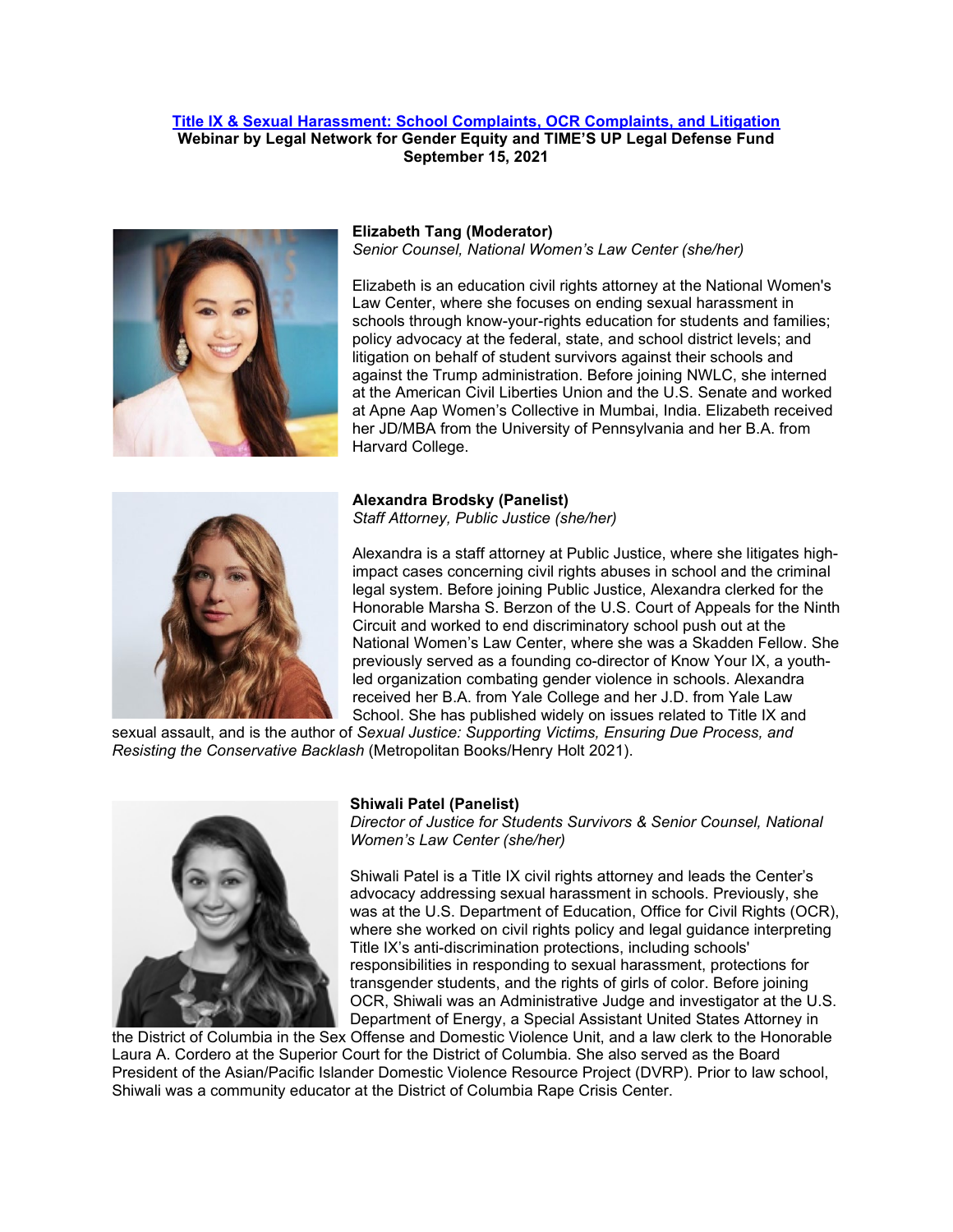**[Title IX & Sexual Harassment: School Complaints, OCR Complaints, and Litigation](#)**
**Webinar by Legal Network for Gender Equity and TIME'S UP Legal Defense Fund**
**September 15, 2021**

**Elizabeth Tang (Moderator)**
*Senior Counsel, National Women's Law Center (she/her)*

Elizabeth is an education civil rights attorney at the National Women's Law Center, where she focuses on ending sexual harassment in schools through know-your-rights education for students and families; policy advocacy at the federal, state, and school district levels; and litigation on behalf of student survivors against their schools and against the Trump administration. Before joining NWLC, she interned at the American Civil Liberties Union and the U.S. Senate and worked at Apne Aap Women's Collective in Mumbai, India. Elizabeth received her JD/MBA from the University of Pennsylvania and her B.A. from Harvard College.

**Alexandra Brodsky (Panelist)**
*Staff Attorney, Public Justice (she/her)*

Alexandra is a staff attorney at Public Justice, where she litigates high-impact cases concerning civil rights abuses in school and the criminal legal system. Before joining Public Justice, Alexandra clerked for the Honorable Marsha S. Berzon of the U.S. Court of Appeals for the Ninth Circuit and worked to end discriminatory school push out at the National Women's Law Center, where she was a Skadden Fellow. She previously served as a founding co-director of Know Your IX, a youth-led organization combating gender violence in schools. Alexandra received her B.A. from Yale College and her J.D. from Yale Law School. She has published widely on issues related to Title IX and sexual assault, and is the author of *Sexual Justice: Supporting Victims, Ensuring Due Process, and Resisting the Conservative Backlash* (Metropolitan Books/Henry Holt 2021).

**Shiwali Patel (Panelist)**
*Director of Justice for Students Survivors & Senior Counsel, National Women's Law Center (she/her)*

Shiwali Patel is a Title IX civil rights attorney and leads the Center's advocacy addressing sexual harassment in schools. Previously, she was at the U.S. Department of Education, Office for Civil Rights (OCR), where she worked on civil rights policy and legal guidance interpreting Title IX's anti-discrimination protections, including schools' responsibilities in responding to sexual harassment, protections for transgender students, and the rights of girls of color. Before joining OCR, Shiwali was an Administrative Judge and investigator at the U.S. Department of Energy, a Special Assistant United States Attorney in the District of Columbia in the Sex Offense and Domestic Violence Unit, and a law clerk to the Honorable Laura A. Cordero at the Superior Court for the District of Columbia. She also served as the Board President of the Asian/Pacific Islander Domestic Violence Resource Project (DVRP). Prior to law school, Shiwali was a community educator at the District of Columbia Rape Crisis Center.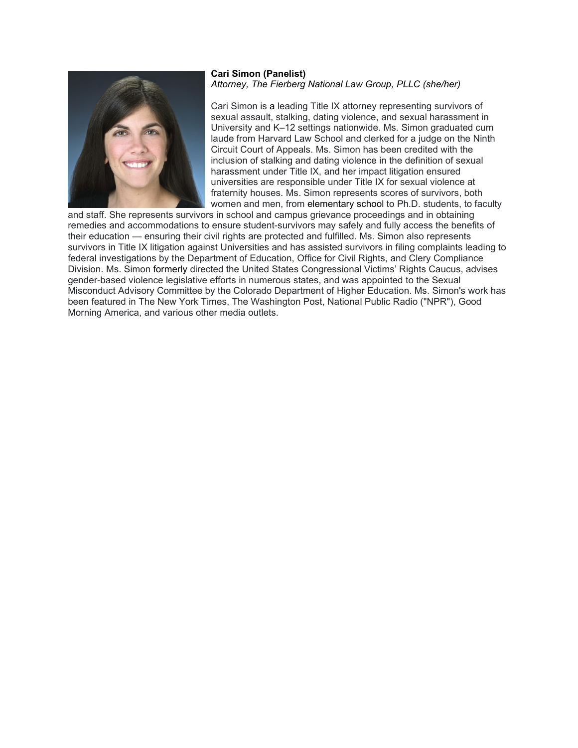**Cari Simon (Panelist)**
*Attorney, The Fierberg National Law Group, PLLC (she/her)*

Cari Simon is a leading Title IX attorney representing survivors of sexual assault, stalking, dating violence, and sexual harassment in University and K–12 settings nationwide. Ms. Simon graduated cum laude from Harvard Law School and clerked for a judge on the Ninth Circuit Court of Appeals. Ms. Simon has been credited with the inclusion of stalking and dating violence in the definition of sexual harassment under Title IX, and her impact litigation ensured universities are responsible under Title IX for sexual violence at fraternity houses. Ms. Simon represents scores of survivors, both women and men, from elementary school to Ph.D. students, to faculty and staff. She represents survivors in school and campus grievance proceedings and in obtaining remedies and accommodations to ensure student-survivors may safely and fully access the benefits of their education — ensuring their civil rights are protected and fulfilled. Ms. Simon also represents survivors in Title IX litigation against Universities and has assisted survivors in filing complaints leading to federal investigations by the Department of Education, Office for Civil Rights, and Clery Compliance Division. Ms. Simon formerly directed the United States Congressional Victims' Rights Caucus, advises gender-based violence legislative efforts in numerous states, and was appointed to the Sexual Misconduct Advisory Committee by the Colorado Department of Higher Education. Ms. Simon's work has been featured in The New York Times, The Washington Post, National Public Radio ("NPR"), Good Morning America, and various other media outlets.